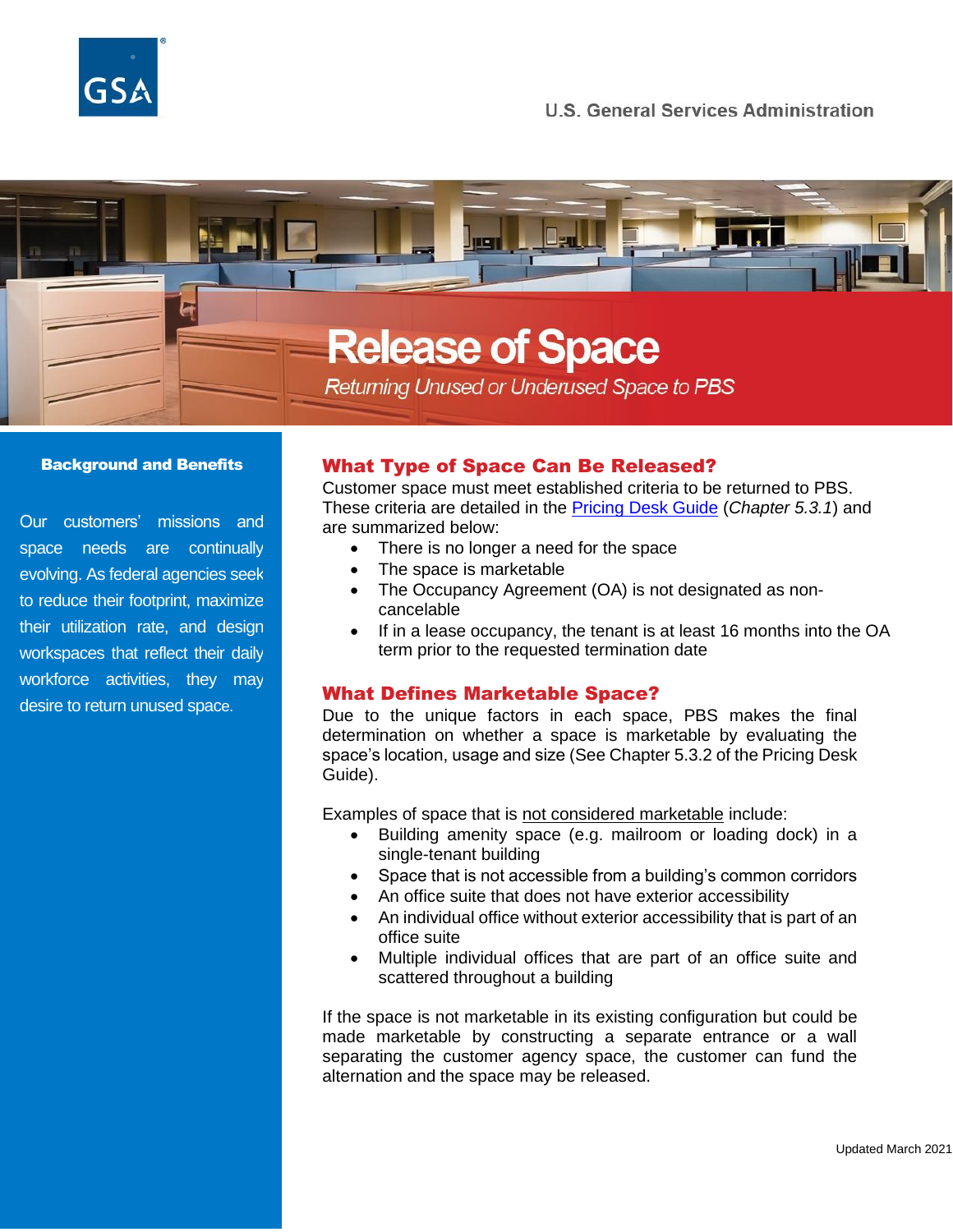U.S. General Services Administration

# Release of Space

*Returning Unused or Underused Space to PBS*

### Background and Benefits

Our customers' missions and space needs are continually evolving. As federal agencies seek to reduce their footprint, maximize their utilization rate, and design workspaces that reflect their daily workforce activities, they may desire to return unused space.

## What Type of Space Can Be Released?

Customer space must meet established criteria to be returned to PBS. These criteria are detailed in the Pricing Desk Guide (*Chapter 5.3.1*) and are summarized below:

- There is no longer a need for the space
- The space is marketable
- The Occupancy Agreement (OA) is not designated as non-cancelable
- If in a lease occupancy, the tenant is at least 16 months into the OA term prior to the requested termination date

## What Defines Marketable Space?

Due to the unique factors in each space, PBS makes the final determination on whether a space is marketable by evaluating the space's location, usage and size (See Chapter 5.3.2 of the Pricing Desk Guide).

Examples of space that is not considered marketable include:

- Building amenity space (e.g. mailroom or loading dock) in a single-tenant building
- Space that is not accessible from a building's common corridors
- An office suite that does not have exterior accessibility
- An individual office without exterior accessibility that is part of an office suite
- Multiple individual offices that are part of an office suite and scattered throughout a building

If the space is not marketable in its existing configuration but could be made marketable by constructing a separate entrance or a wall separating the customer agency space, the customer can fund the alternation and the space may be released.

Updated March 2021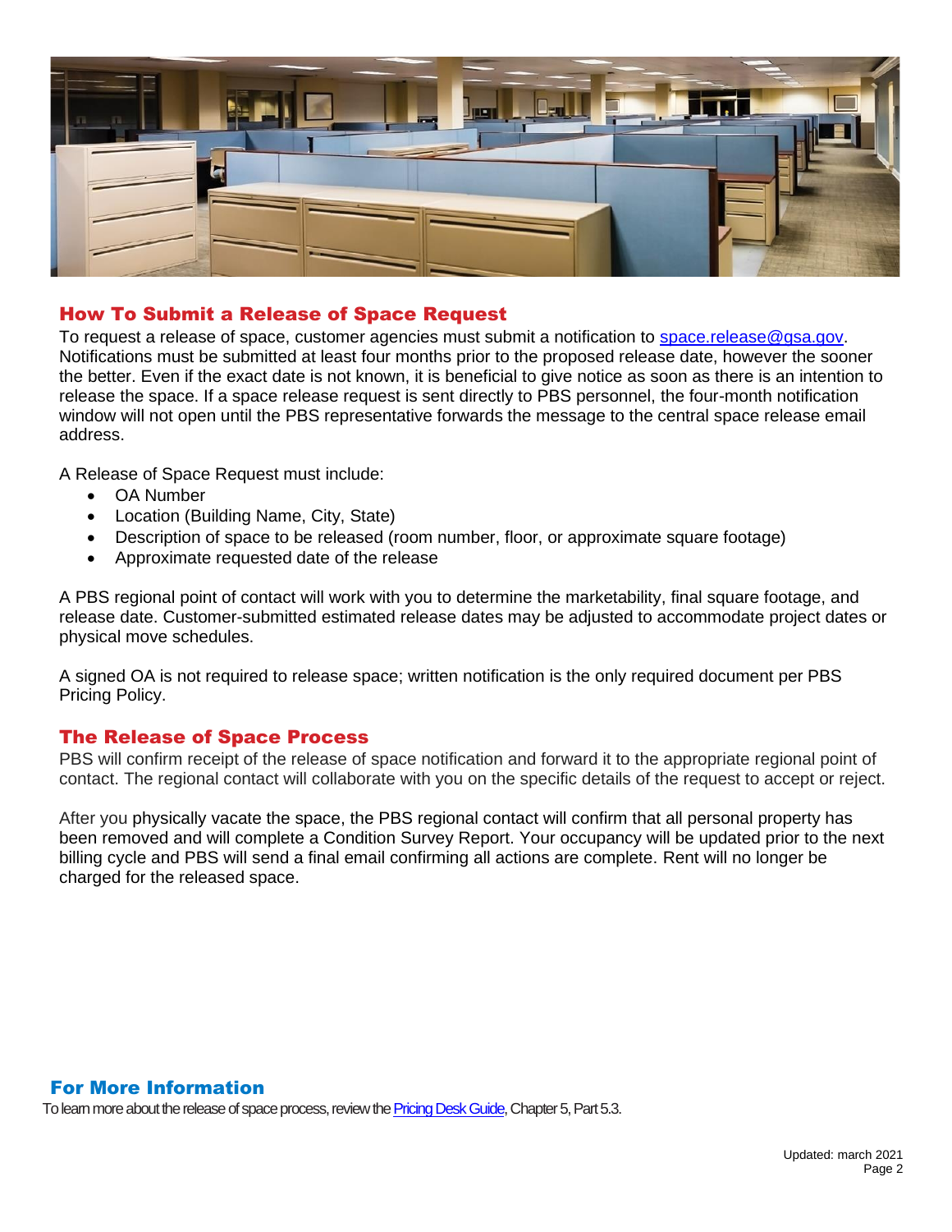## How To Submit a Release of Space Request

To request a release of space, customer agencies must submit a notification to space.release@gsa.gov. Notifications must be submitted at least four months prior to the proposed release date, however the sooner the better. Even if the exact date is not known, it is beneficial to give notice as soon as there is an intention to release the space. If a space release request is sent directly to PBS personnel, the four-month notification window will not open until the PBS representative forwards the message to the central space release email address.

A Release of Space Request must include:

- OA Number
- Location (Building Name, City, State)
- Description of space to be released (room number, floor, or approximate square footage)
- Approximate requested date of the release

A PBS regional point of contact will work with you to determine the marketability, final square footage, and release date. Customer-submitted estimated release dates may be adjusted to accommodate project dates or physical move schedules.

A signed OA is not required to release space; written notification is the only required document per PBS Pricing Policy.

## The Release of Space Process

PBS will confirm receipt of the release of space notification and forward it to the appropriate regional point of contact. The regional contact will collaborate with you on the specific details of the request to accept or reject.

After you physically vacate the space, the PBS regional contact will confirm that all personal property has been removed and will complete a Condition Survey Report. Your occupancy will be updated prior to the next billing cycle and PBS will send a final email confirming all actions are complete. Rent will no longer be charged for the released space.

## For More Information

To learn more about the release of space process, review the Pricing Desk Guide, Chapter 5, Part 5.3.

Updated: march 2021